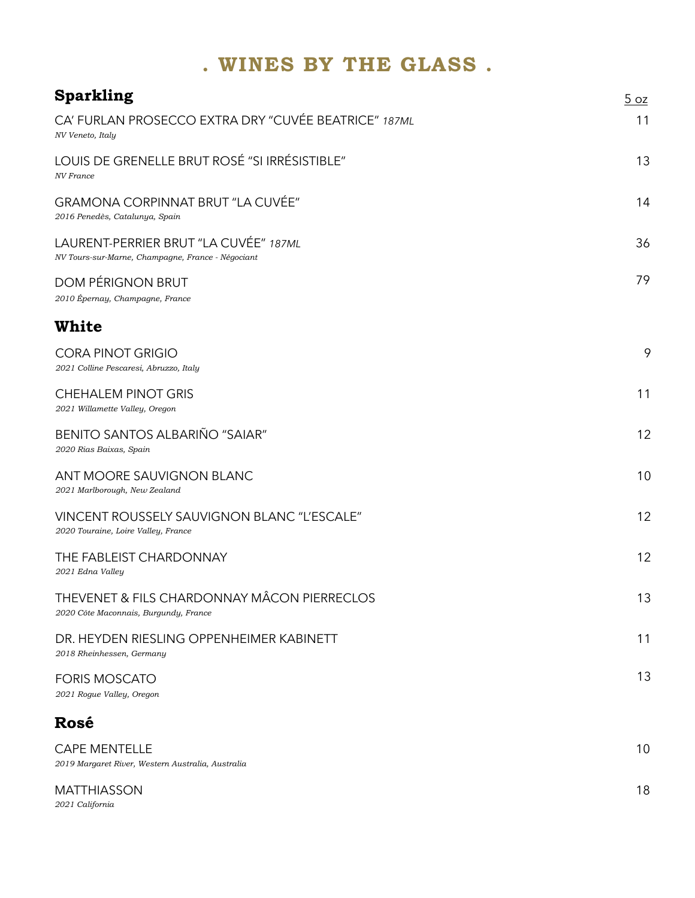# . WINES BY THE GLASS .

## Sparkling

5 oz

CA' FURLAN PROSECCO EXTRA DRY "CUVÉE BEATRICE" *187ML* — 11
*NV Veneto, Italy*

LOUIS DE GRENELLE BRUT ROSÉ "SI IRRÉSISTIBLE" — 13
*NV France*

GRAMONA CORPINNAT BRUT "LA CUVÉE" — 14
*2016 Penedès, Catalunya, Spain*

LAURENT-PERRIER BRUT "LA CUVÉE" *187ML* — 36
*NV Tours-sur-Marne, Champagne, France - Négociant*

DOM PÉRIGNON BRUT — 79
*2010 Épernay, Champagne, France*

## White

CORA PINOT GRIGIO — 9
*2021 Colline Pescaresi, Abruzzo, Italy*

CHEHALEM PINOT GRIS — 11
*2021 Willamette Valley, Oregon*

BENITO SANTOS ALBARIÑO "SAIAR" — 12
*2020 Rias Baixas, Spain*

ANT MOORE SAUVIGNON BLANC — 10
*2021 Marlborough, New Zealand*

VINCENT ROUSSELY SAUVIGNON BLANC "L'ESCALE" — 12
*2020 Touraine, Loire Valley, France*

THE FABLEIST CHARDONNAY — 12
*2021 Edna Valley*

THEVENET & FILS CHARDONNAY MÂCON PIERRECLOS — 13
*2020 Côte Maconnais, Burgundy, France*

DR. HEYDEN RIESLING OPPENHEIMER KABINETT — 11
*2018 Rheinhessen, Germany*

FORIS MOSCATO — 13
*2021 Rogue Valley, Oregon*

## Rosé

CAPE MENTELLE — 10
*2019 Margaret River, Western Australia, Australia*

MATTHIASSON — 18
*2021 California*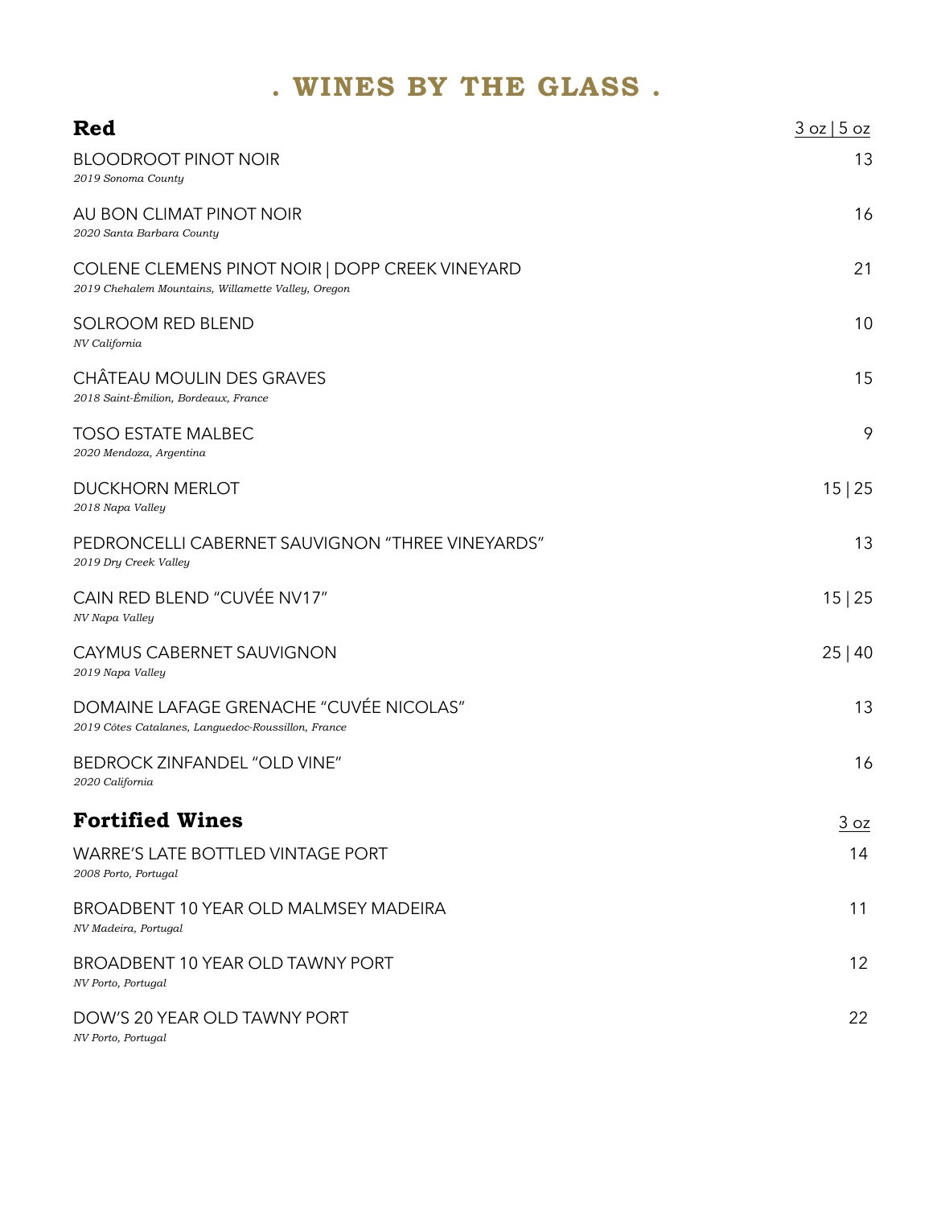# . WINES BY THE GLASS .

## Red

3 oz | 5 oz

BLOODROOT PINOT NOIR — 13
*2019 Sonoma County*

AU BON CLIMAT PINOT NOIR — 16
*2020 Santa Barbara County*

COLENE CLEMENS PINOT NOIR | DOPP CREEK VINEYARD — 21
*2019 Chehalem Mountains, Willamette Valley, Oregon*

SOLROOM RED BLEND — 10
*NV California*

CHÂTEAU MOULIN DES GRAVES — 15
*2018 Saint-Émilion, Bordeaux, France*

TOSO ESTATE MALBEC — 9
*2020 Mendoza, Argentina*

DUCKHORN MERLOT — 15 | 25
*2018 Napa Valley*

PEDRONCELLI CABERNET SAUVIGNON "THREE VINEYARDS" — 13
*2019 Dry Creek Valley*

CAIN RED BLEND "CUVÉE NV17" — 15 | 25
*NV Napa Valley*

CAYMUS CABERNET SAUVIGNON — 25 | 40
*2019 Napa Valley*

DOMAINE LAFAGE GRENACHE "CUVÉE NICOLAS" — 13
*2019 Côtes Catalanes, Languedoc-Roussillon, France*

BEDROCK ZINFANDEL "OLD VINE" — 16
*2020 California*

## Fortified Wines

3 oz

WARRE'S LATE BOTTLED VINTAGE PORT — 14
*2008 Porto, Portugal*

BROADBENT 10 YEAR OLD MALMSEY MADEIRA — 11
*NV Madeira, Portugal*

BROADBENT 10 YEAR OLD TAWNY PORT — 12
*NV Porto, Portugal*

DOW'S 20 YEAR OLD TAWNY PORT — 22
*NV Porto, Portugal*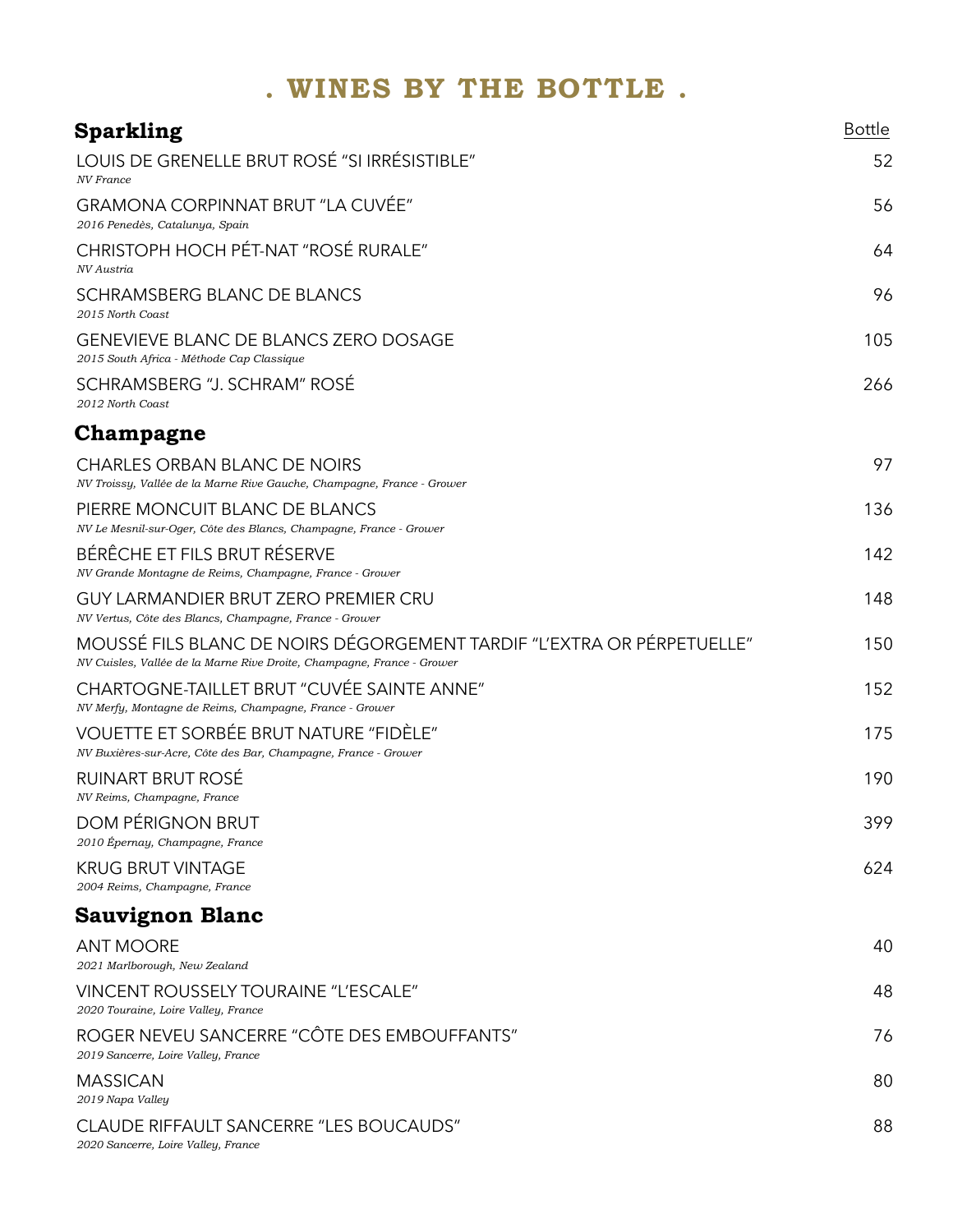# . WINES BY THE BOTTLE .

## Sparkling

| Wine | Bottle |
|---|---|
| LOUIS DE GRENELLE BRUT ROSÉ "SI IRRÉSISTIBLE"<br>*NV France* | 52 |
| GRAMONA CORPINNAT BRUT "LA CUVÉE"<br>*2016 Penedès, Catalunya, Spain* | 56 |
| CHRISTOPH HOCH PÉT-NAT "ROSÉ RURALE"<br>*NV Austria* | 64 |
| SCHRAMSBERG BLANC DE BLANCS<br>*2015 North Coast* | 96 |
| GENEVIEVE BLANC DE BLANCS ZERO DOSAGE<br>*2015 South Africa - Méthode Cap Classique* | 105 |
| SCHRAMSBERG "J. SCHRAM" ROSÉ<br>*2012 North Coast* | 266 |

## Champagne

| Wine | Bottle |
|---|---|
| CHARLES ORBAN BLANC DE NOIRS<br>*NV Troissy, Vallée de la Marne Rive Gauche, Champagne, France - Grower* | 97 |
| PIERRE MONCUIT BLANC DE BLANCS<br>*NV Le Mesnil-sur-Oger, Côte des Blancs, Champagne, France - Grower* | 136 |
| BÉRÊCHE ET FILS BRUT RÉSERVE<br>*NV Grande Montagne de Reims, Champagne, France - Grower* | 142 |
| GUY LARMANDIER BRUT ZERO PREMIER CRU<br>*NV Vertus, Côte des Blancs, Champagne, France - Grower* | 148 |
| MOUSSÉ FILS BLANC DE NOIRS DÉGORGEMENT TARDIF "L'EXTRA OR PÉRPETUELLE"<br>*NV Cuisles, Vallée de la Marne Rive Droite, Champagne, France - Grower* | 150 |
| CHARTOGNE-TAILLET BRUT "CUVÉE SAINTE ANNE"<br>*NV Merfy, Montagne de Reims, Champagne, France - Grower* | 152 |
| VOUETTE ET SORBÉE BRUT NATURE "FIDÈLE"<br>*NV Buxières-sur-Acre, Côte des Bar, Champagne, France - Grower* | 175 |
| RUINART BRUT ROSÉ<br>*NV Reims, Champagne, France* | 190 |
| DOM PÉRIGNON BRUT<br>*2010 Épernay, Champagne, France* | 399 |
| KRUG BRUT VINTAGE<br>*2004 Reims, Champagne, France* | 624 |

## Sauvignon Blanc

| Wine | Bottle |
|---|---|
| ANT MOORE<br>*2021 Marlborough, New Zealand* | 40 |
| VINCENT ROUSSELY TOURAINE "L'ESCALE"<br>*2020 Touraine, Loire Valley, France* | 48 |
| ROGER NEVEU SANCERRE "CÔTE DES EMBOUFFANTS"<br>*2019 Sancerre, Loire Valley, France* | 76 |
| MASSICAN<br>*2019 Napa Valley* | 80 |
| CLAUDE RIFFAULT SANCERRE "LES BOUCAUDS"<br>*2020 Sancerre, Loire Valley, France* | 88 |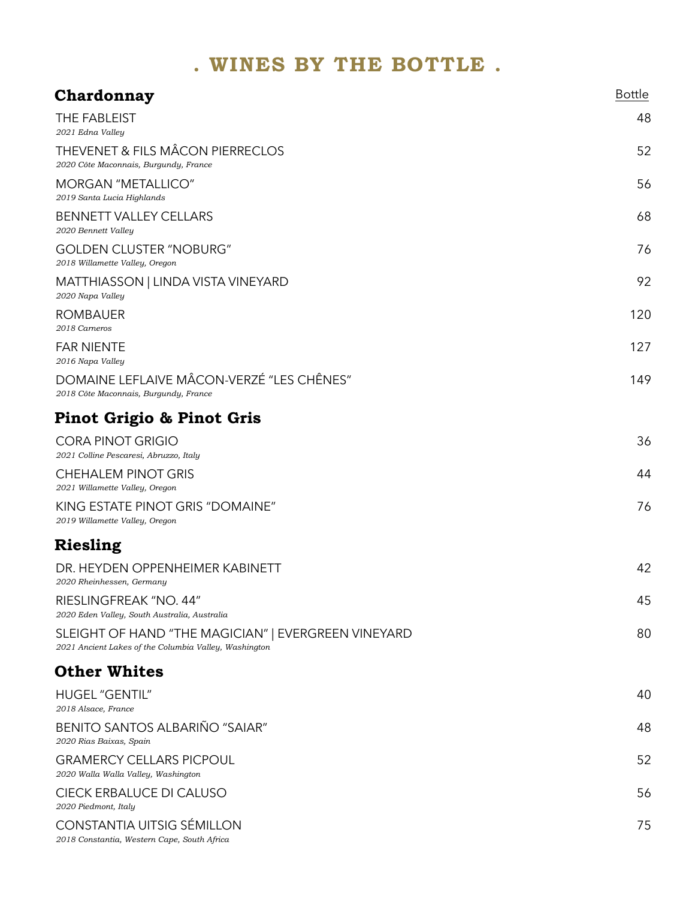# . WINES BY THE BOTTLE .

## Chardonnay

| | Bottle |
|---|---|
| THE FABLEIST<br>*2021 Edna Valley* | 48 |
| THEVENET & FILS MÂCON PIERRECLOS<br>*2020 Côte Maconnais, Burgundy, France* | 52 |
| MORGAN "METALLICO"<br>*2019 Santa Lucia Highlands* | 56 |
| BENNETT VALLEY CELLARS<br>*2020 Bennett Valley* | 68 |
| GOLDEN CLUSTER "NOBURG"<br>*2018 Willamette Valley, Oregon* | 76 |
| MATTHIASSON \| LINDA VISTA VINEYARD<br>*2020 Napa Valley* | 92 |
| ROMBAUER<br>*2018 Carneros* | 120 |
| FAR NIENTE<br>*2016 Napa Valley* | 127 |
| DOMAINE LEFLAIVE MÂCON-VERZÉ "LES CHÊNES"<br>*2018 Côte Maconnais, Burgundy, France* | 149 |

## Pinot Grigio & Pinot Gris

| | |
|---|---|
| CORA PINOT GRIGIO<br>*2021 Colline Pescaresi, Abruzzo, Italy* | 36 |
| CHEHALEM PINOT GRIS<br>*2021 Willamette Valley, Oregon* | 44 |
| KING ESTATE PINOT GRIS "DOMAINE"<br>*2019 Willamette Valley, Oregon* | 76 |

## Riesling

| | |
|---|---|
| DR. HEYDEN OPPENHEIMER KABINETT<br>*2020 Rheinhessen, Germany* | 42 |
| RIESLINGFREAK "NO. 44"<br>*2020 Eden Valley, South Australia, Australia* | 45 |
| SLEIGHT OF HAND "THE MAGICIAN" \| EVERGREEN VINEYARD<br>*2021 Ancient Lakes of the Columbia Valley, Washington* | 80 |

## Other Whites

| | |
|---|---|
| HUGEL "GENTIL"<br>*2018 Alsace, France* | 40 |
| BENITO SANTOS ALBARIÑO "SAIAR"<br>*2020 Rias Baixas, Spain* | 48 |
| GRAMERCY CELLARS PICPOUL<br>*2020 Walla Walla Valley, Washington* | 52 |
| CIECK ERBALUCE DI CALUSO<br>*2020 Piedmont, Italy* | 56 |
| CONSTANTIA UITSIG SÉMILLON<br>*2018 Constantia, Western Cape, South Africa* | 75 |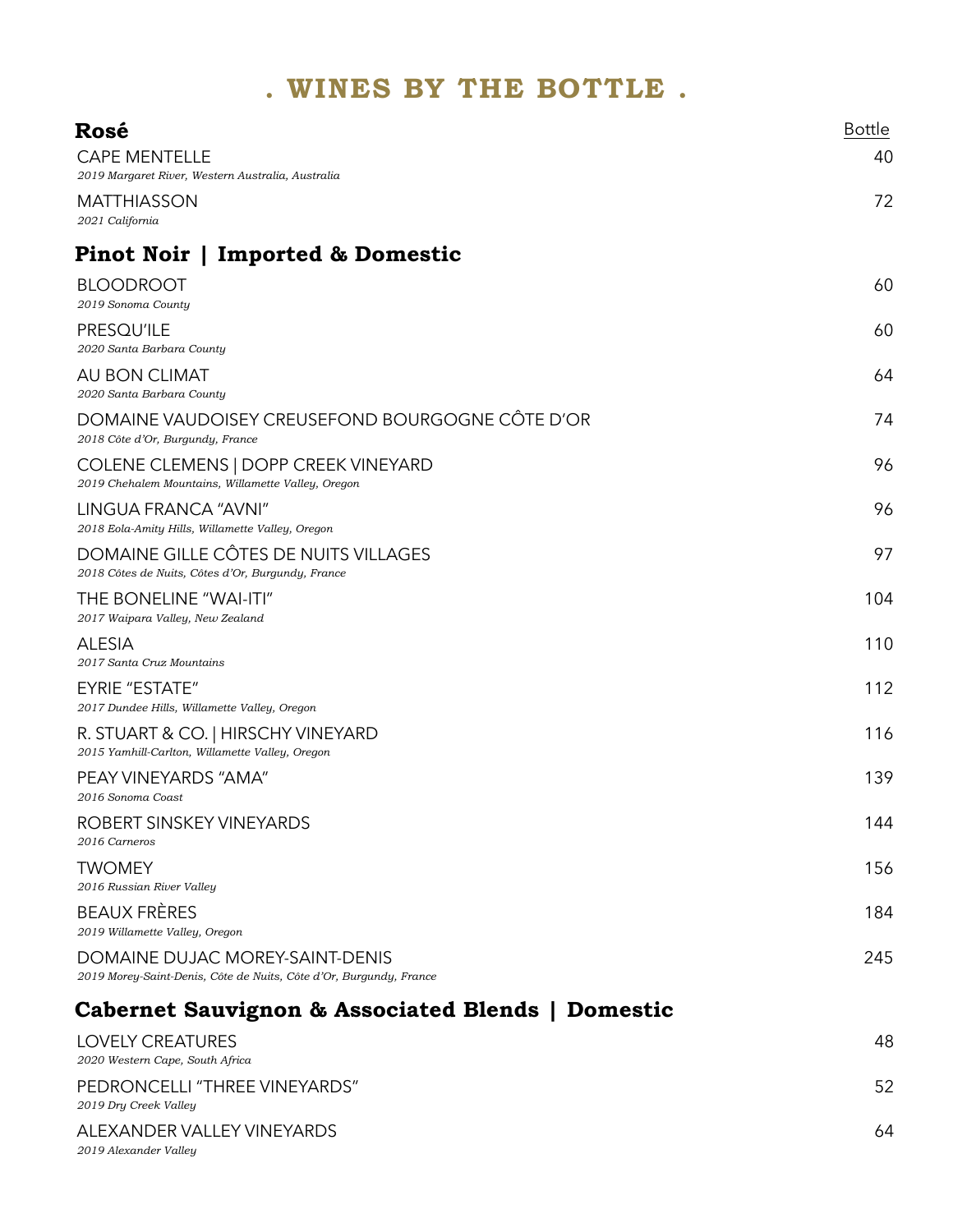# . WINES BY THE BOTTLE .

## Rosé

| | Bottle |
|---|---|
| CAPE MENTELLE<br>*2019 Margaret River, Western Australia, Australia* | 40 |
| MATTHIASSON<br>*2021 California* | 72 |

## Pinot Noir | Imported & Domestic

| | |
|---|---|
| BLOODROOT<br>*2019 Sonoma County* | 60 |
| PRESQU'ILE<br>*2020 Santa Barbara County* | 60 |
| AU BON CLIMAT<br>*2020 Santa Barbara County* | 64 |
| DOMAINE VAUDOISEY CREUSEFOND BOURGOGNE CÔTE D'OR<br>*2018 Côte d'Or, Burgundy, France* | 74 |
| COLENE CLEMENS \| DOPP CREEK VINEYARD<br>*2019 Chehalem Mountains, Willamette Valley, Oregon* | 96 |
| LINGUA FRANCA "AVNI"<br>*2018 Eola-Amity Hills, Willamette Valley, Oregon* | 96 |
| DOMAINE GILLE CÔTES DE NUITS VILLAGES<br>*2018 Côtes de Nuits, Côtes d'Or, Burgundy, France* | 97 |
| THE BONELINE "WAI-ITI"<br>*2017 Waipara Valley, New Zealand* | 104 |
| ALESIA<br>*2017 Santa Cruz Mountains* | 110 |
| EYRIE "ESTATE"<br>*2017 Dundee Hills, Willamette Valley, Oregon* | 112 |
| R. STUART & CO. \| HIRSCHY VINEYARD<br>*2015 Yamhill-Carlton, Willamette Valley, Oregon* | 116 |
| PEAY VINEYARDS "AMA"<br>*2016 Sonoma Coast* | 139 |
| ROBERT SINSKEY VINEYARDS<br>*2016 Carneros* | 144 |
| TWOMEY<br>*2016 Russian River Valley* | 156 |
| BEAUX FRÈRES<br>*2019 Willamette Valley, Oregon* | 184 |
| DOMAINE DUJAC MOREY-SAINT-DENIS<br>*2019 Morey-Saint-Denis, Côte de Nuits, Côte d'Or, Burgundy, France* | 245 |

## Cabernet Sauvignon & Associated Blends | Domestic

| | |
|---|---|
| LOVELY CREATURES<br>*2020 Western Cape, South Africa* | 48 |
| PEDRONCELLI "THREE VINEYARDS"<br>*2019 Dry Creek Valley* | 52 |
| ALEXANDER VALLEY VINEYARDS<br>*2019 Alexander Valley* | 64 |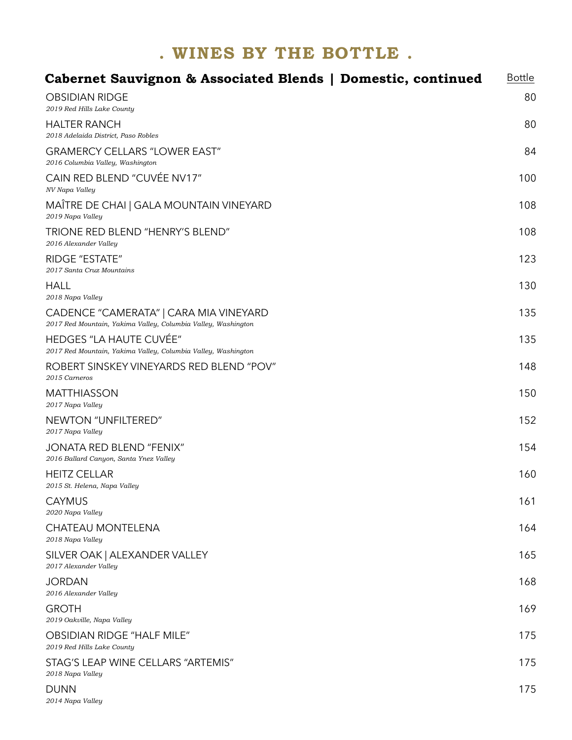# . WINES BY THE BOTTLE .

## Cabernet Sauvignon & Associated Blends | Domestic, continued

| Wine | Bottle |
| --- | --- |
| OBSIDIAN RIDGE<br>*2019 Red Hills Lake County* | 80 |
| HALTER RANCH<br>*2018 Adelaida District, Paso Robles* | 80 |
| GRAMERCY CELLARS "LOWER EAST"<br>*2016 Columbia Valley, Washington* | 84 |
| CAIN RED BLEND "CUVÉE NV17"<br>*NV Napa Valley* | 100 |
| MAÎTRE DE CHAI \| GALA MOUNTAIN VINEYARD<br>*2019 Napa Valley* | 108 |
| TRIONE RED BLEND "HENRY'S BLEND"<br>*2016 Alexander Valley* | 108 |
| RIDGE "ESTATE"<br>*2017 Santa Cruz Mountains* | 123 |
| HALL<br>*2018 Napa Valley* | 130 |
| CADENCE "CAMERATA" \| CARA MIA VINEYARD<br>*2017 Red Mountain, Yakima Valley, Columbia Valley, Washington* | 135 |
| HEDGES "LA HAUTE CUVÉE"<br>*2017 Red Mountain, Yakima Valley, Columbia Valley, Washington* | 135 |
| ROBERT SINSKEY VINEYARDS RED BLEND "POV"<br>*2015 Carneros* | 148 |
| MATTHIASSON<br>*2017 Napa Valley* | 150 |
| NEWTON "UNFILTERED"<br>*2017 Napa Valley* | 152 |
| JONATA RED BLEND "FENIX"<br>*2016 Ballard Canyon, Santa Ynez Valley* | 154 |
| HEITZ CELLAR<br>*2015 St. Helena, Napa Valley* | 160 |
| CAYMUS<br>*2020 Napa Valley* | 161 |
| CHATEAU MONTELENA<br>*2018 Napa Valley* | 164 |
| SILVER OAK \| ALEXANDER VALLEY<br>*2017 Alexander Valley* | 165 |
| JORDAN<br>*2016 Alexander Valley* | 168 |
| GROTH<br>*2019 Oakville, Napa Valley* | 169 |
| OBSIDIAN RIDGE "HALF MILE"<br>*2019 Red Hills Lake County* | 175 |
| STAG'S LEAP WINE CELLARS "ARTEMIS"<br>*2018 Napa Valley* | 175 |
| DUNN<br>*2014 Napa Valley* | 175 |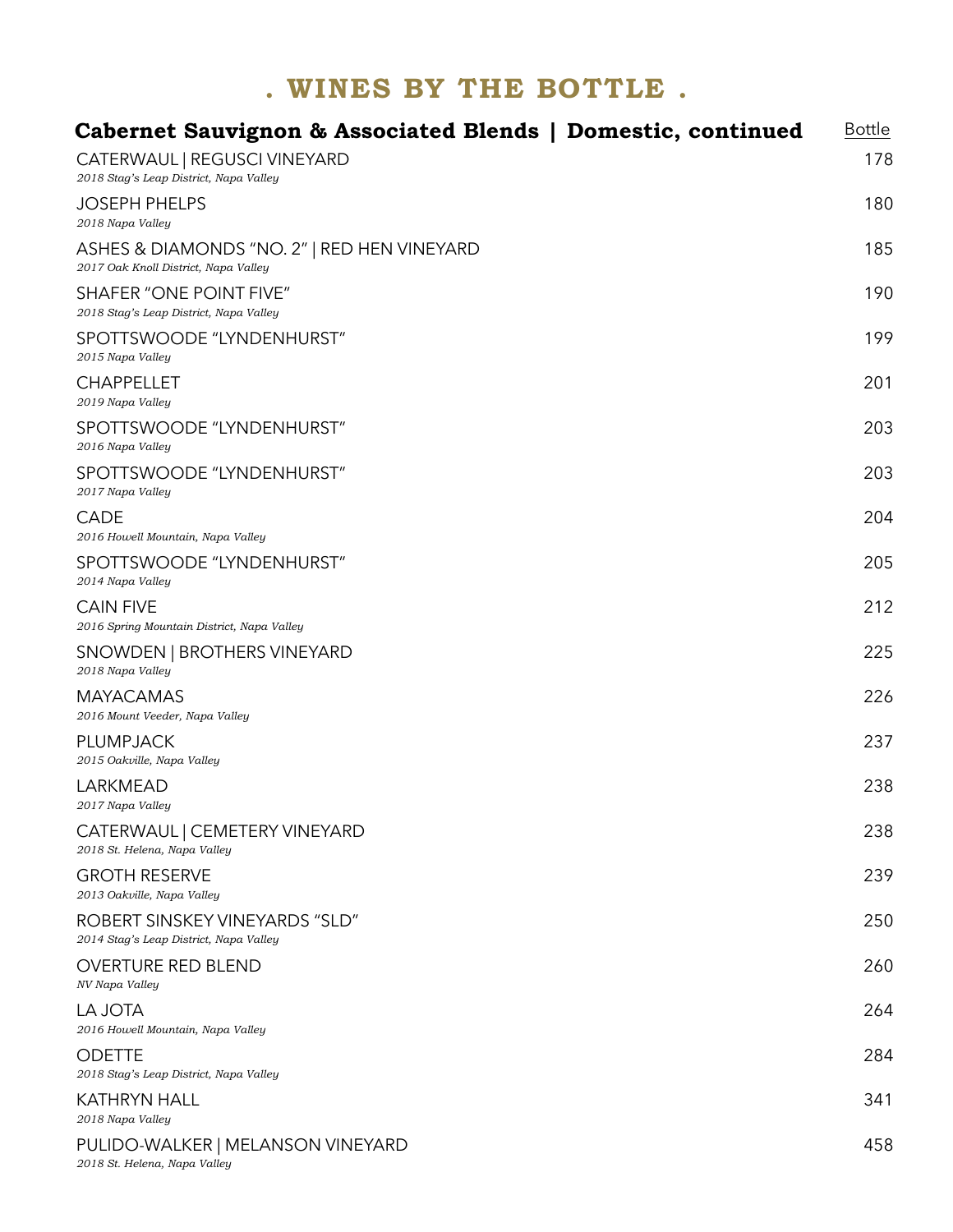# . WINES BY THE BOTTLE .

## Cabernet Sauvignon & Associated Blends | Domestic, continued

| | Bottle |
|---|---|
| CATERWAUL \| REGUSCI VINEYARD<br>*2018 Stag's Leap District, Napa Valley* | 178 |
| JOSEPH PHELPS<br>*2018 Napa Valley* | 180 |
| ASHES & DIAMONDS "NO. 2" \| RED HEN VINEYARD<br>*2017 Oak Knoll District, Napa Valley* | 185 |
| SHAFER "ONE POINT FIVE"<br>*2018 Stag's Leap District, Napa Valley* | 190 |
| SPOTTSWOODE "LYNDENHURST"<br>*2015 Napa Valley* | 199 |
| CHAPPELLET<br>*2019 Napa Valley* | 201 |
| SPOTTSWOODE "LYNDENHURST"<br>*2016 Napa Valley* | 203 |
| SPOTTSWOODE "LYNDENHURST"<br>*2017 Napa Valley* | 203 |
| CADE<br>*2016 Howell Mountain, Napa Valley* | 204 |
| SPOTTSWOODE "LYNDENHURST"<br>*2014 Napa Valley* | 205 |
| CAIN FIVE<br>*2016 Spring Mountain District, Napa Valley* | 212 |
| SNOWDEN \| BROTHERS VINEYARD<br>*2018 Napa Valley* | 225 |
| MAYACAMAS<br>*2016 Mount Veeder, Napa Valley* | 226 |
| PLUMPJACK<br>*2015 Oakville, Napa Valley* | 237 |
| LARKMEAD<br>*2017 Napa Valley* | 238 |
| CATERWAUL \| CEMETERY VINEYARD<br>*2018 St. Helena, Napa Valley* | 238 |
| GROTH RESERVE<br>*2013 Oakville, Napa Valley* | 239 |
| ROBERT SINSKEY VINEYARDS "SLD"<br>*2014 Stag's Leap District, Napa Valley* | 250 |
| OVERTURE RED BLEND<br>*NV Napa Valley* | 260 |
| LA JOTA<br>*2016 Howell Mountain, Napa Valley* | 264 |
| ODETTE<br>*2018 Stag's Leap District, Napa Valley* | 284 |
| KATHRYN HALL<br>*2018 Napa Valley* | 341 |
| PULIDO-WALKER \| MELANSON VINEYARD<br>*2018 St. Helena, Napa Valley* | 458 |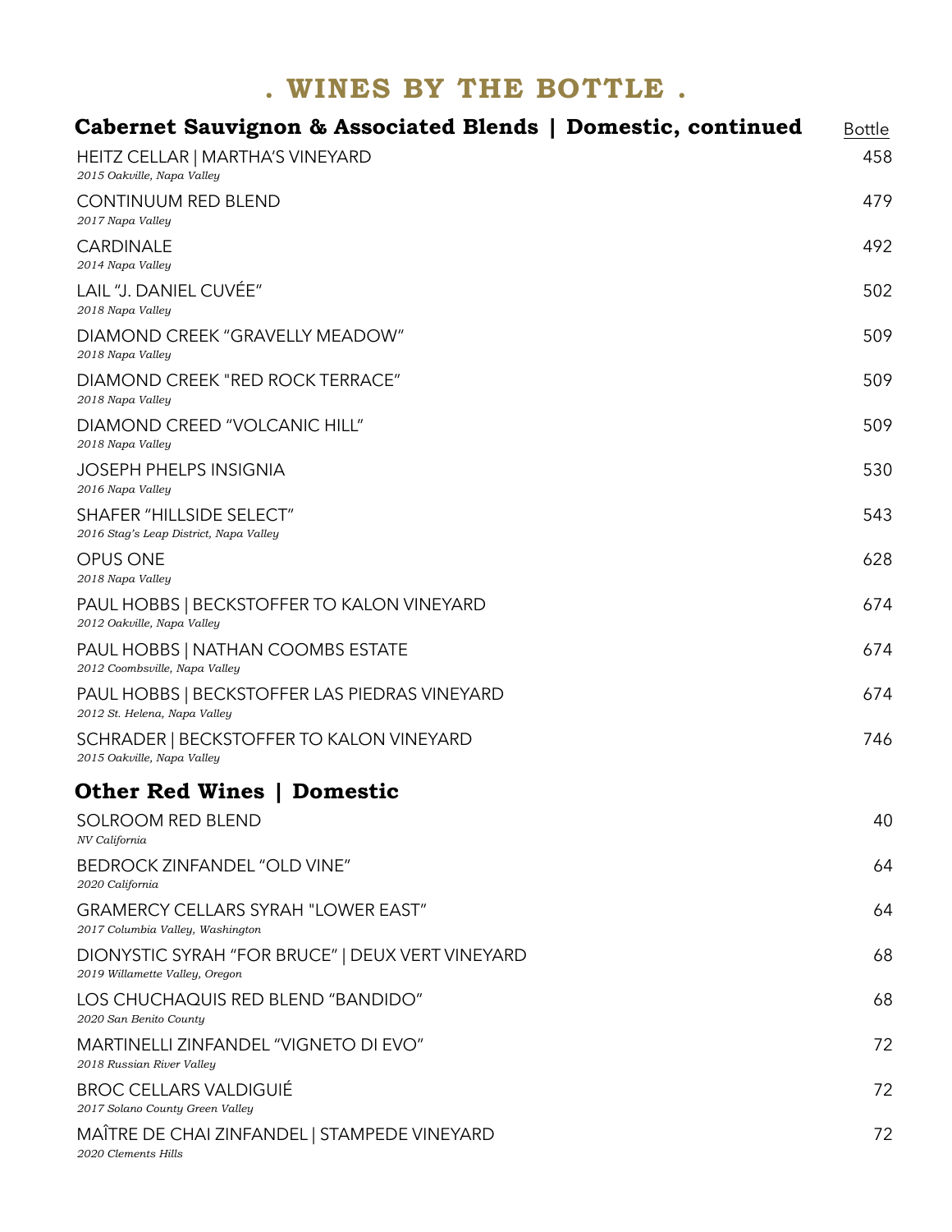# . WINES BY THE BOTTLE .

## Cabernet Sauvignon & Associated Blends | Domestic, continued

| Wine | Bottle |
|---|---|
| HEITZ CELLAR \| MARTHA'S VINEYARD<br>*2015 Oakville, Napa Valley* | 458 |
| CONTINUUM RED BLEND<br>*2017 Napa Valley* | 479 |
| CARDINALE<br>*2014 Napa Valley* | 492 |
| LAIL "J. DANIEL CUVÉE"<br>*2018 Napa Valley* | 502 |
| DIAMOND CREEK "GRAVELLY MEADOW"<br>*2018 Napa Valley* | 509 |
| DIAMOND CREEK "RED ROCK TERRACE"<br>*2018 Napa Valley* | 509 |
| DIAMOND CREED "VOLCANIC HILL"<br>*2018 Napa Valley* | 509 |
| JOSEPH PHELPS INSIGNIA<br>*2016 Napa Valley* | 530 |
| SHAFER "HILLSIDE SELECT"<br>*2016 Stag's Leap District, Napa Valley* | 543 |
| OPUS ONE<br>*2018 Napa Valley* | 628 |
| PAUL HOBBS \| BECKSTOFFER TO KALON VINEYARD<br>*2012 Oakville, Napa Valley* | 674 |
| PAUL HOBBS \| NATHAN COOMBS ESTATE<br>*2012 Coombsville, Napa Valley* | 674 |
| PAUL HOBBS \| BECKSTOFFER LAS PIEDRAS VINEYARD<br>*2012 St. Helena, Napa Valley* | 674 |
| SCHRADER \| BECKSTOFFER TO KALON VINEYARD<br>*2015 Oakville, Napa Valley* | 746 |

## Other Red Wines | Domestic

| Wine | Bottle |
|---|---|
| SOLROOM RED BLEND<br>*NV California* | 40 |
| BEDROCK ZINFANDEL "OLD VINE"<br>*2020 California* | 64 |
| GRAMERCY CELLARS SYRAH "LOWER EAST"<br>*2017 Columbia Valley, Washington* | 64 |
| DIONYSTIC SYRAH "FOR BRUCE" \| DEUX VERT VINEYARD<br>*2019 Willamette Valley, Oregon* | 68 |
| LOS CHUCHAQUIS RED BLEND "BANDIDO"<br>*2020 San Benito County* | 68 |
| MARTINELLI ZINFANDEL "VIGNETO DI EVO"<br>*2018 Russian River Valley* | 72 |
| BROC CELLARS VALDIGUIÉ<br>*2017 Solano County Green Valley* | 72 |
| MAÎTRE DE CHAI ZINFANDEL \| STAMPEDE VINEYARD<br>*2020 Clements Hills* | 72 |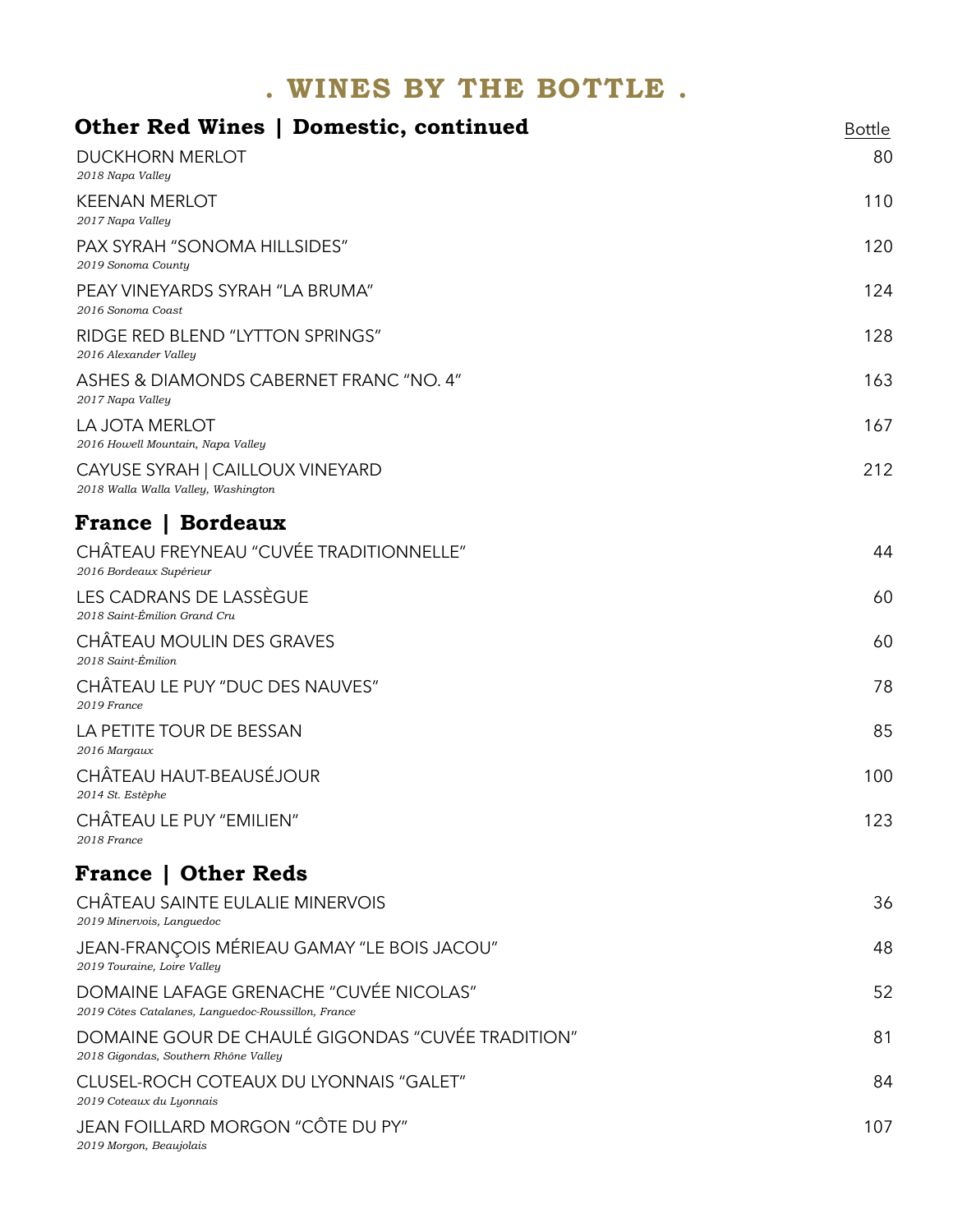# . WINES BY THE BOTTLE .

## Other Red Wines | Domestic, continued

| | Bottle |
|---|---|
| DUCKHORN MERLOT<br>*2018 Napa Valley* | 80 |
| KEENAN MERLOT<br>*2017 Napa Valley* | 110 |
| PAX SYRAH "SONOMA HILLSIDES"<br>*2019 Sonoma County* | 120 |
| PEAY VINEYARDS SYRAH "LA BRUMA"<br>*2016 Sonoma Coast* | 124 |
| RIDGE RED BLEND "LYTTON SPRINGS"<br>*2016 Alexander Valley* | 128 |
| ASHES & DIAMONDS CABERNET FRANC "NO. 4"<br>*2017 Napa Valley* | 163 |
| LA JOTA MERLOT<br>*2016 Howell Mountain, Napa Valley* | 167 |
| CAYUSE SYRAH \| CAILLOUX VINEYARD<br>*2018 Walla Walla Valley, Washington* | 212 |

## France | Bordeaux

| | |
|---|---|
| CHÂTEAU FREYNEAU "CUVÉE TRADITIONNELLE"<br>*2016 Bordeaux Supérieur* | 44 |
| LES CADRANS DE LASSÈGUE<br>*2018 Saint-Émilion Grand Cru* | 60 |
| CHÂTEAU MOULIN DES GRAVES<br>*2018 Saint-Émilion* | 60 |
| CHÂTEAU LE PUY "DUC DES NAUVES"<br>*2019 France* | 78 |
| LA PETITE TOUR DE BESSAN<br>*2016 Margaux* | 85 |
| CHÂTEAU HAUT-BEAUSÉJOUR<br>*2014 St. Estèphe* | 100 |
| CHÂTEAU LE PUY "EMILIEN"<br>*2018 France* | 123 |

## France | Other Reds

| | |
|---|---|
| CHÂTEAU SAINTE EULALIE MINERVOIS<br>*2019 Minervois, Languedoc* | 36 |
| JEAN-FRANÇOIS MÉRIEAU GAMAY "LE BOIS JACOU"<br>*2019 Touraine, Loire Valley* | 48 |
| DOMAINE LAFAGE GRENACHE "CUVÉE NICOLAS"<br>*2019 Côtes Catalanes, Languedoc-Roussillon, France* | 52 |
| DOMAINE GOUR DE CHAULÉ GIGONDAS "CUVÉE TRADITION"<br>*2018 Gigondas, Southern Rhône Valley* | 81 |
| CLUSEL-ROCH COTEAUX DU LYONNAIS "GALET"<br>*2019 Coteaux du Lyonnais* | 84 |
| JEAN FOILLARD MORGON "CÔTE DU PY"<br>*2019 Morgon, Beaujolais* | 107 |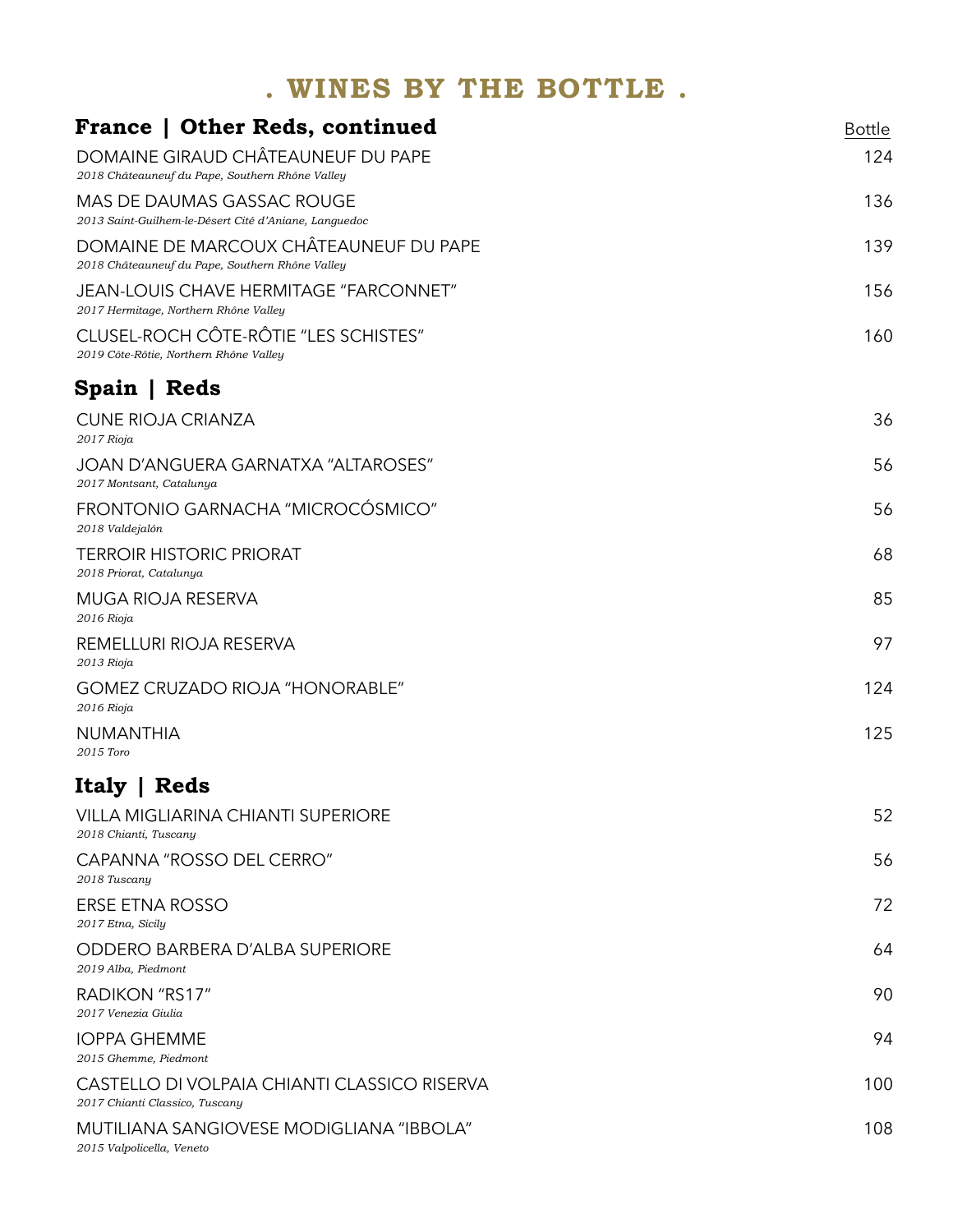# . WINES BY THE BOTTLE .

## France | Other Reds, continued

| | Bottle |
|---|---|
| DOMAINE GIRAUD CHÂTEAUNEUF DU PAPE<br>*2018 Châteauneuf du Pape, Southern Rhône Valley* | 124 |
| MAS DE DAUMAS GASSAC ROUGE<br>*2013 Saint-Guilhem-le-Désert Cité d'Aniane, Languedoc* | 136 |
| DOMAINE DE MARCOUX CHÂTEAUNEUF DU PAPE<br>*2018 Châteauneuf du Pape, Southern Rhône Valley* | 139 |
| JEAN-LOUIS CHAVE HERMITAGE "FARCONNET"<br>*2017 Hermitage, Northern Rhône Valley* | 156 |
| CLUSEL-ROCH CÔTE-RÔTIE "LES SCHISTES"<br>*2019 Côte-Rôtie, Northern Rhône Valley* | 160 |

## Spain | Reds

| | |
|---|---|
| CUNE RIOJA CRIANZA<br>*2017 Rioja* | 36 |
| JOAN D'ANGUERA GARNATXA "ALTAROSES"<br>*2017 Montsant, Catalunya* | 56 |
| FRONTONIO GARNACHA "MICROCÓSMICO"<br>*2018 Valdejalón* | 56 |
| TERROIR HISTORIC PRIORAT<br>*2018 Priorat, Catalunya* | 68 |
| MUGA RIOJA RESERVA<br>*2016 Rioja* | 85 |
| REMELLURI RIOJA RESERVA<br>*2013 Rioja* | 97 |
| GOMEZ CRUZADO RIOJA "HONORABLE"<br>*2016 Rioja* | 124 |
| NUMANTHIA<br>*2015 Toro* | 125 |

## Italy | Reds

| | |
|---|---|
| VILLA MIGLIARINA CHIANTI SUPERIORE<br>*2018 Chianti, Tuscany* | 52 |
| CAPANNA "ROSSO DEL CERRO"<br>*2018 Tuscany* | 56 |
| ERSE ETNA ROSSO<br>*2017 Etna, Sicily* | 72 |
| ODDERO BARBERA D'ALBA SUPERIORE<br>*2019 Alba, Piedmont* | 64 |
| RADIKON "RS17"<br>*2017 Venezia Giulia* | 90 |
| IOPPA GHEMME<br>*2015 Ghemme, Piedmont* | 94 |
| CASTELLO DI VOLPAIA CHIANTI CLASSICO RISERVA<br>*2017 Chianti Classico, Tuscany* | 100 |
| MUTILIANA SANGIOVESE MODIGLIANA "IBBOLA"<br>*2015 Valpolicella, Veneto* | 108 |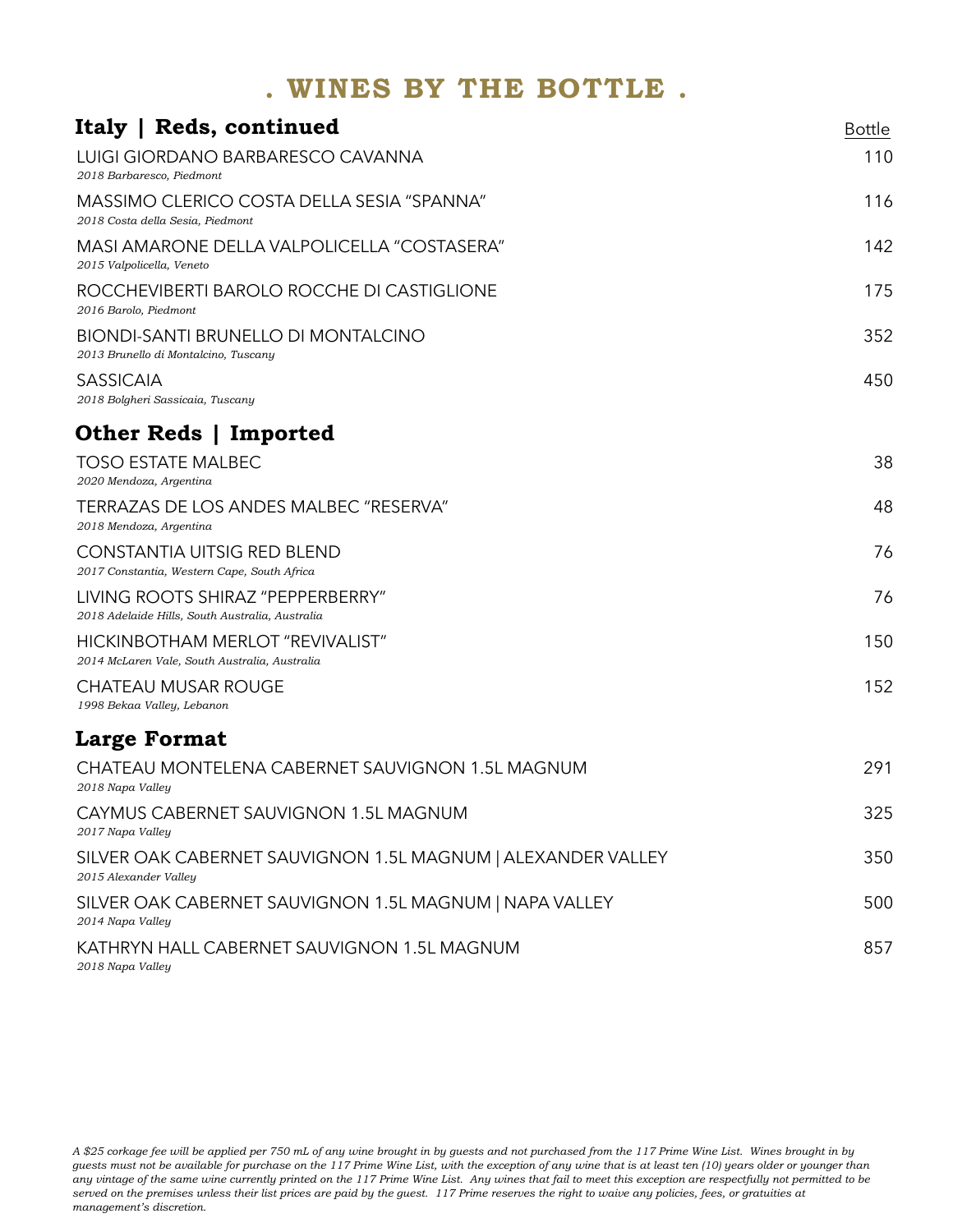# . WINES BY THE BOTTLE .

## Italy | Reds, continued

| | Bottle |
|---|---|
| LUIGI GIORDANO BARBARESCO CAVANNA<br>*2018 Barbaresco, Piedmont* | 110 |
| MASSIMO CLERICO COSTA DELLA SESIA "SPANNA"<br>*2018 Costa della Sesia, Piedmont* | 116 |
| MASI AMARONE DELLA VALPOLICELLA "COSTASERA"<br>*2015 Valpolicella, Veneto* | 142 |
| ROCCHEVIBERTI BAROLO ROCCHE DI CASTIGLIONE<br>*2016 Barolo, Piedmont* | 175 |
| BIONDI-SANTI BRUNELLO DI MONTALCINO<br>*2013 Brunello di Montalcino, Tuscany* | 352 |
| SASSICAIA<br>*2018 Bolgheri Sassicaia, Tuscany* | 450 |

## Other Reds | Imported

| | |
|---|---|
| TOSO ESTATE MALBEC<br>*2020 Mendoza, Argentina* | 38 |
| TERRAZAS DE LOS ANDES MALBEC "RESERVA"<br>*2018 Mendoza, Argentina* | 48 |
| CONSTANTIA UITSIG RED BLEND<br>*2017 Constantia, Western Cape, South Africa* | 76 |
| LIVING ROOTS SHIRAZ "PEPPERBERRY"<br>*2018 Adelaide Hills, South Australia, Australia* | 76 |
| HICKINBOTHAM MERLOT "REVIVALIST"<br>*2014 McLaren Vale, South Australia, Australia* | 150 |
| CHATEAU MUSAR ROUGE<br>*1998 Bekaa Valley, Lebanon* | 152 |

## Large Format

| | |
|---|---|
| CHATEAU MONTELENA CABERNET SAUVIGNON 1.5L MAGNUM<br>*2018 Napa Valley* | 291 |
| CAYMUS CABERNET SAUVIGNON 1.5L MAGNUM<br>*2017 Napa Valley* | 325 |
| SILVER OAK CABERNET SAUVIGNON 1.5L MAGNUM \| ALEXANDER VALLEY<br>*2015 Alexander Valley* | 350 |
| SILVER OAK CABERNET SAUVIGNON 1.5L MAGNUM \| NAPA VALLEY<br>*2014 Napa Valley* | 500 |
| KATHRYN HALL CABERNET SAUVIGNON 1.5L MAGNUM<br>*2018 Napa Valley* | 857 |

*A $25 corkage fee will be applied per 750 mL of any wine brought in by guests and not purchased from the 117 Prime Wine List. Wines brought in by guests must not be available for purchase on the 117 Prime Wine List, with the exception of any wine that is at least ten (10) years older or younger than any vintage of the same wine currently printed on the 117 Prime Wine List. Any wines that fail to meet this exception are respectfully not permitted to be served on the premises unless their list prices are paid by the guest. 117 Prime reserves the right to waive any policies, fees, or gratuities at management's discretion.*